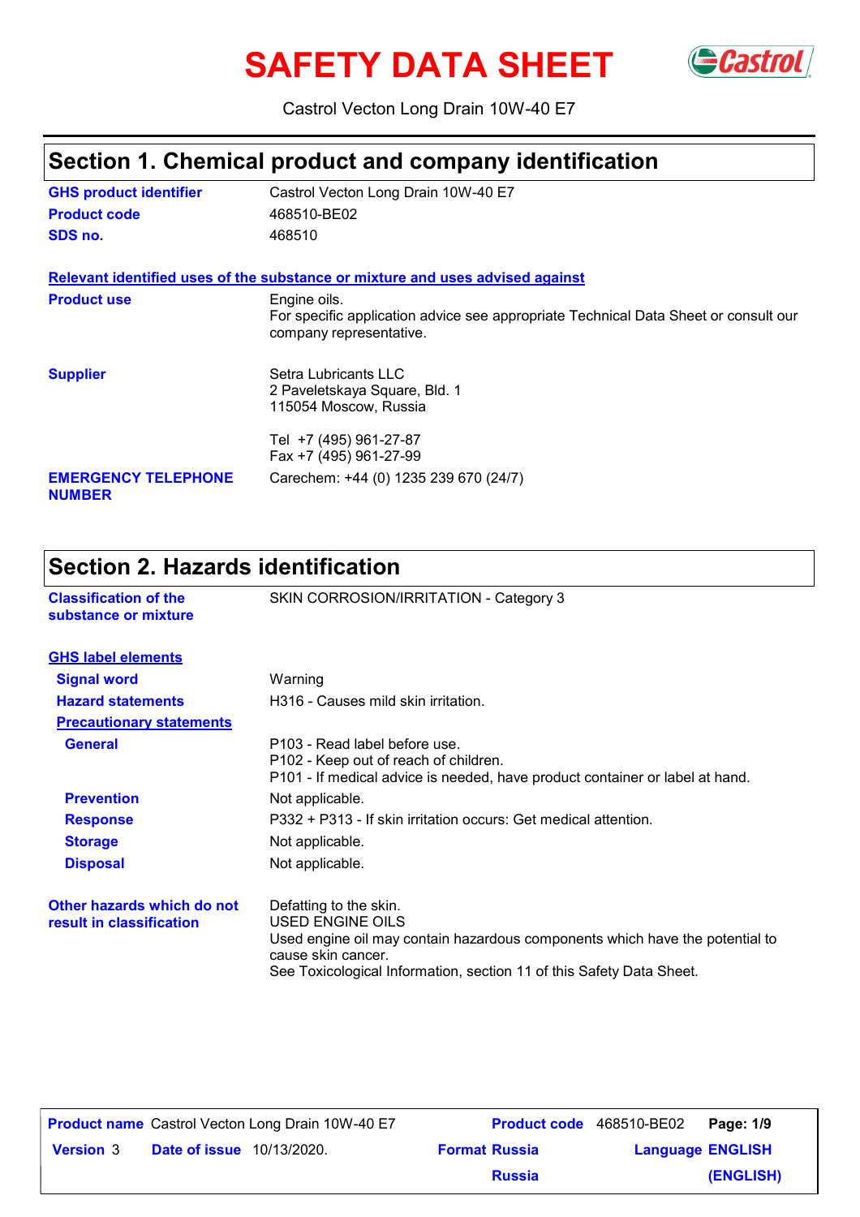# SAFETY DATA SHEET

Castrol Vecton Long Drain 10W-40 E7

## Section 1. Chemical product and company identification

| | |
|---|---|
| **GHS product identifier** | Castrol Vecton Long Drain 10W-40 E7 |
| **Product code** | 468510-BE02 |
| **SDS no.** | 468510 |

**Relevant identified uses of the substance or mixture and uses advised against**

| | |
|---|---|
| **Product use** | Engine oils.<br>For specific application advice see appropriate Technical Data Sheet or consult our company representative. |
| **Supplier** | Setra Lubricants LLC<br>2 Paveletskaya Square, Bld. 1<br>115054 Moscow, Russia<br><br>Tel +7 (495) 961-27-87<br>Fax +7 (495) 961-27-99 |
| **EMERGENCY TELEPHONE NUMBER** | Carechem: +44 (0) 1235 239 670 (24/7) |

## Section 2. Hazards identification

| | |
|---|---|
| **Classification of the substance or mixture** | SKIN CORROSION/IRRITATION - Category 3 |

**GHS label elements**

| | |
|---|---|
| **Signal word** | Warning |
| **Hazard statements** | H316 - Causes mild skin irritation. |

**Precautionary statements**

| | |
|---|---|
| **General** | P103 - Read label before use.<br>P102 - Keep out of reach of children.<br>P101 - If medical advice is needed, have product container or label at hand. |
| **Prevention** | Not applicable. |
| **Response** | P332 + P313 - If skin irritation occurs: Get medical attention. |
| **Storage** | Not applicable. |
| **Disposal** | Not applicable. |

| | |
|---|---|
| **Other hazards which do not result in classification** | Defatting to the skin.<br>USED ENGINE OILS<br>Used engine oil may contain hazardous components which have the potential to cause skin cancer.<br>See Toxicological Information, section 11 of this Safety Data Sheet. |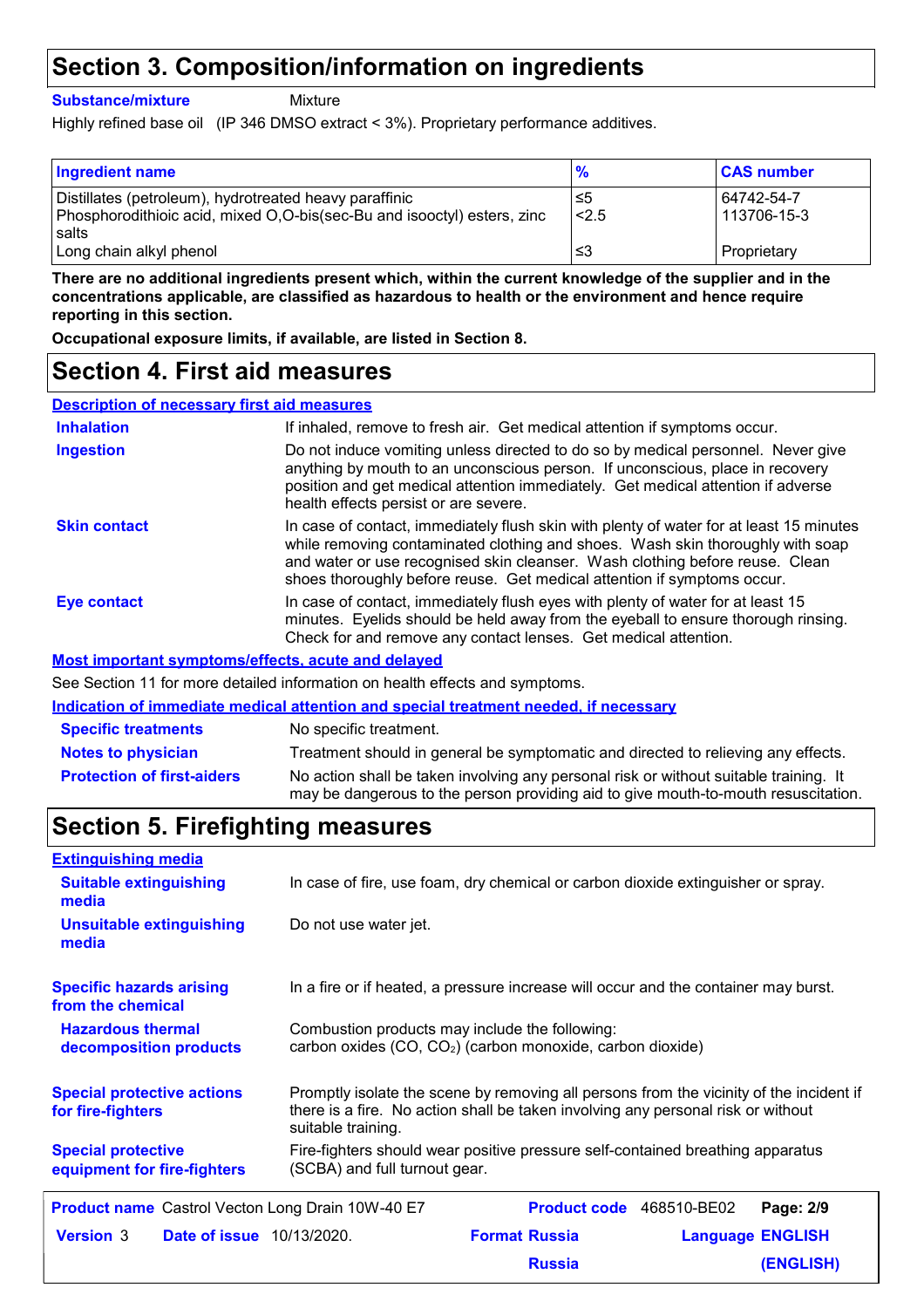## Section 3. Composition/information on ingredients

**Substance/mixture** Mixture

Highly refined base oil (IP 346 DMSO extract < 3%). Proprietary performance additives.

| Ingredient name | % | CAS number |
|---|---|---|
| Distillates (petroleum), hydrotreated heavy paraffinic | ≤5 | 64742-54-7 |
| Phosphorodithioic acid, mixed O,O-bis(sec-Bu and isooctyl) esters, zinc salts | <2.5 | 113706-15-3 |
| Long chain alkyl phenol | ≤3 | Proprietary |

**There are no additional ingredients present which, within the current knowledge of the supplier and in the concentrations applicable, are classified as hazardous to health or the environment and hence require reporting in this section.**

**Occupational exposure limits, if available, are listed in Section 8.**

## Section 4. First aid measures

### Description of necessary first aid measures

**Inhalation**: If inhaled, remove to fresh air. Get medical attention if symptoms occur.

**Ingestion**: Do not induce vomiting unless directed to do so by medical personnel. Never give anything by mouth to an unconscious person. If unconscious, place in recovery position and get medical attention immediately. Get medical attention if adverse health effects persist or are severe.

**Skin contact**: In case of contact, immediately flush skin with plenty of water for at least 15 minutes while removing contaminated clothing and shoes. Wash skin thoroughly with soap and water or use recognised skin cleanser. Wash clothing before reuse. Clean shoes thoroughly before reuse. Get medical attention if symptoms occur.

**Eye contact**: In case of contact, immediately flush eyes with plenty of water for at least 15 minutes. Eyelids should be held away from the eyeball to ensure thorough rinsing. Check for and remove any contact lenses. Get medical attention.

### Most important symptoms/effects, acute and delayed

See Section 11 for more detailed information on health effects and symptoms.

### Indication of immediate medical attention and special treatment needed, if necessary

**Specific treatments**: No specific treatment.

**Notes to physician**: Treatment should in general be symptomatic and directed to relieving any effects.

**Protection of first-aiders**: No action shall be taken involving any personal risk or without suitable training. It may be dangerous to the person providing aid to give mouth-to-mouth resuscitation.

## Section 5. Firefighting measures

### Extinguishing media

**Suitable extinguishing media**: In case of fire, use foam, dry chemical or carbon dioxide extinguisher or spray.

**Unsuitable extinguishing media**: Do not use water jet.

**Specific hazards arising from the chemical**: In a fire or if heated, a pressure increase will occur and the container may burst.

**Hazardous thermal decomposition products**: Combustion products may include the following:
carbon oxides (CO, $CO_2$) (carbon monoxide, carbon dioxide)

**Special protective actions for fire-fighters**: Promptly isolate the scene by removing all persons from the vicinity of the incident if there is a fire. No action shall be taken involving any personal risk or without suitable training.

**Special protective equipment for fire-fighters**: Fire-fighters should wear positive pressure self-contained breathing apparatus (SCBA) and full turnout gear.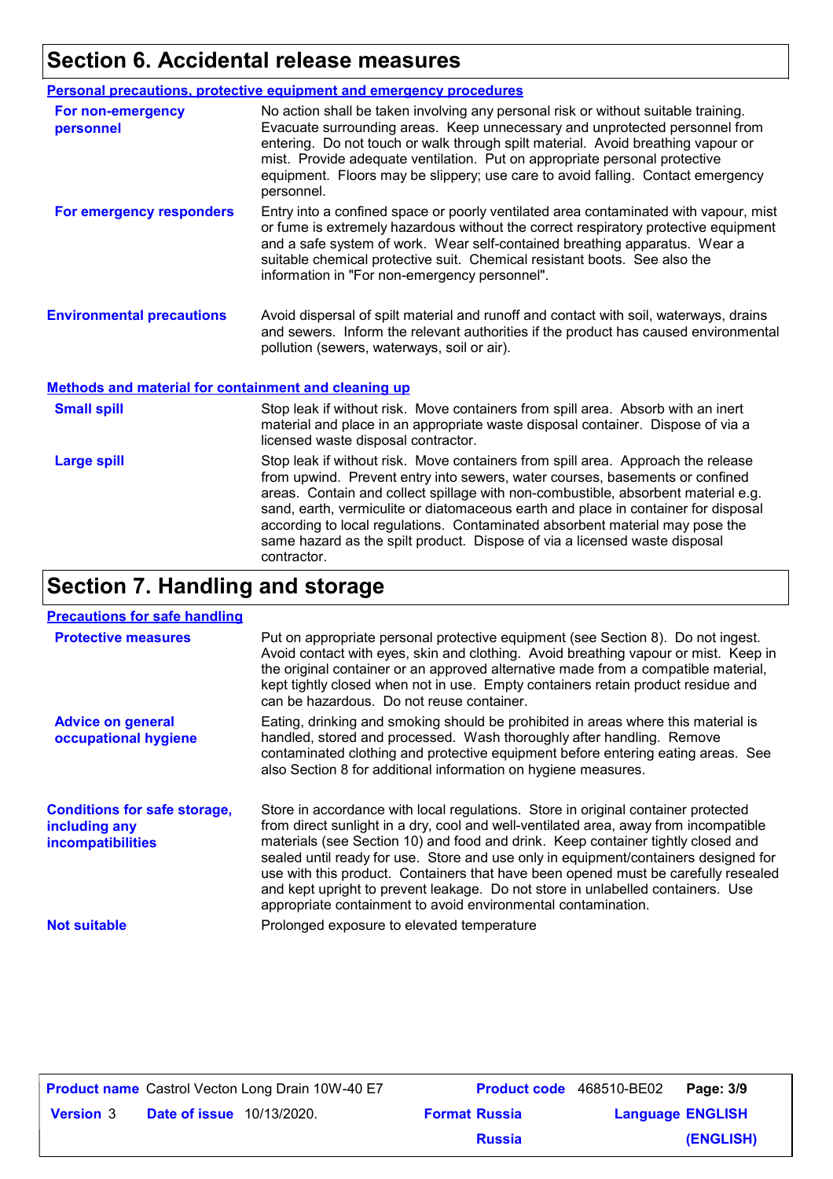## Section 6. Accidental release measures

### Personal precautions, protective equipment and emergency procedures

**For non-emergency personnel**

No action shall be taken involving any personal risk or without suitable training. Evacuate surrounding areas. Keep unnecessary and unprotected personnel from entering. Do not touch or walk through spilt material. Avoid breathing vapour or mist. Provide adequate ventilation. Put on appropriate personal protective equipment. Floors may be slippery; use care to avoid falling. Contact emergency personnel.

**For emergency responders**

Entry into a confined space or poorly ventilated area contaminated with vapour, mist or fume is extremely hazardous without the correct respiratory protective equipment and a safe system of work. Wear self-contained breathing apparatus. Wear a suitable chemical protective suit. Chemical resistant boots. See also the information in "For non-emergency personnel".

**Environmental precautions**

Avoid dispersal of spilt material and runoff and contact with soil, waterways, drains and sewers. Inform the relevant authorities if the product has caused environmental pollution (sewers, waterways, soil or air).

### Methods and material for containment and cleaning up

**Small spill**

Stop leak if without risk. Move containers from spill area. Absorb with an inert material and place in an appropriate waste disposal container. Dispose of via a licensed waste disposal contractor.

**Large spill**

Stop leak if without risk. Move containers from spill area. Approach the release from upwind. Prevent entry into sewers, water courses, basements or confined areas. Contain and collect spillage with non-combustible, absorbent material e.g. sand, earth, vermiculite or diatomaceous earth and place in container for disposal according to local regulations. Contaminated absorbent material may pose the same hazard as the spilt product. Dispose of via a licensed waste disposal contractor.

## Section 7. Handling and storage

### Precautions for safe handling

**Protective measures**

Put on appropriate personal protective equipment (see Section 8). Do not ingest. Avoid contact with eyes, skin and clothing. Avoid breathing vapour or mist. Keep in the original container or an approved alternative made from a compatible material, kept tightly closed when not in use. Empty containers retain product residue and can be hazardous. Do not reuse container.

**Advice on general occupational hygiene**

Eating, drinking and smoking should be prohibited in areas where this material is handled, stored and processed. Wash thoroughly after handling. Remove contaminated clothing and protective equipment before entering eating areas. See also Section 8 for additional information on hygiene measures.

**Conditions for safe storage, including any incompatibilities**

Store in accordance with local regulations. Store in original container protected from direct sunlight in a dry, cool and well-ventilated area, away from incompatible materials (see Section 10) and food and drink. Keep container tightly closed and sealed until ready for use. Store and use only in equipment/containers designed for use with this product. Containers that have been opened must be carefully resealed and kept upright to prevent leakage. Do not store in unlabelled containers. Use appropriate containment to avoid environmental contamination.

**Not suitable**

Prolonged exposure to elevated temperature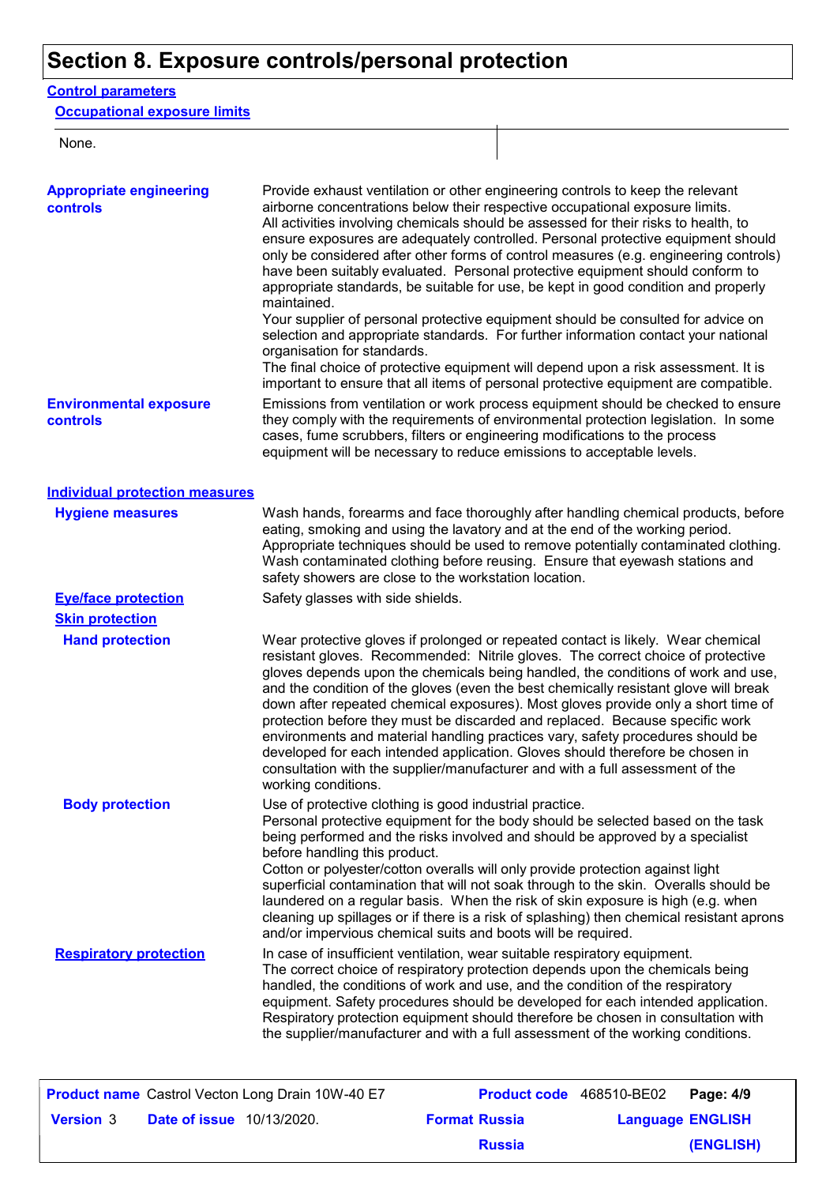# Section 8. Exposure controls/personal protection

## Control parameters

### Occupational exposure limits

| None. | |
|---|---|

**Appropriate engineering controls**

Provide exhaust ventilation or other engineering controls to keep the relevant airborne concentrations below their respective occupational exposure limits.
All activities involving chemicals should be assessed for their risks to health, to ensure exposures are adequately controlled. Personal protective equipment should only be considered after other forms of control measures (e.g. engineering controls) have been suitably evaluated. Personal protective equipment should conform to appropriate standards, be suitable for use, be kept in good condition and properly maintained.
Your supplier of personal protective equipment should be consulted for advice on selection and appropriate standards. For further information contact your national organisation for standards.
The final choice of protective equipment will depend upon a risk assessment. It is important to ensure that all items of personal protective equipment are compatible.

**Environmental exposure controls**

Emissions from ventilation or work process equipment should be checked to ensure they comply with the requirements of environmental protection legislation. In some cases, fume scrubbers, filters or engineering modifications to the process equipment will be necessary to reduce emissions to acceptable levels.

## Individual protection measures

**Hygiene measures**

Wash hands, forearms and face thoroughly after handling chemical products, before eating, smoking and using the lavatory and at the end of the working period. Appropriate techniques should be used to remove potentially contaminated clothing. Wash contaminated clothing before reusing. Ensure that eyewash stations and safety showers are close to the workstation location.

**Eye/face protection**

Safety glasses with side shields.

**Skin protection**

**Hand protection**

Wear protective gloves if prolonged or repeated contact is likely. Wear chemical resistant gloves. Recommended: Nitrile gloves. The correct choice of protective gloves depends upon the chemicals being handled, the conditions of work and use, and the condition of the gloves (even the best chemically resistant glove will break down after repeated chemical exposures). Most gloves provide only a short time of protection before they must be discarded and replaced. Because specific work environments and material handling practices vary, safety procedures should be developed for each intended application. Gloves should therefore be chosen in consultation with the supplier/manufacturer and with a full assessment of the working conditions.

**Body protection**

Use of protective clothing is good industrial practice.
Personal protective equipment for the body should be selected based on the task being performed and the risks involved and should be approved by a specialist before handling this product.
Cotton or polyester/cotton overalls will only provide protection against light superficial contamination that will not soak through to the skin. Overalls should be laundered on a regular basis. When the risk of skin exposure is high (e.g. when cleaning up spillages or if there is a risk of splashing) then chemical resistant aprons and/or impervious chemical suits and boots will be required.

**Respiratory protection**

In case of insufficient ventilation, wear suitable respiratory equipment.
The correct choice of respiratory protection depends upon the chemicals being handled, the conditions of work and use, and the condition of the respiratory equipment. Safety procedures should be developed for each intended application. Respiratory protection equipment should therefore be chosen in consultation with the supplier/manufacturer and with a full assessment of the working conditions.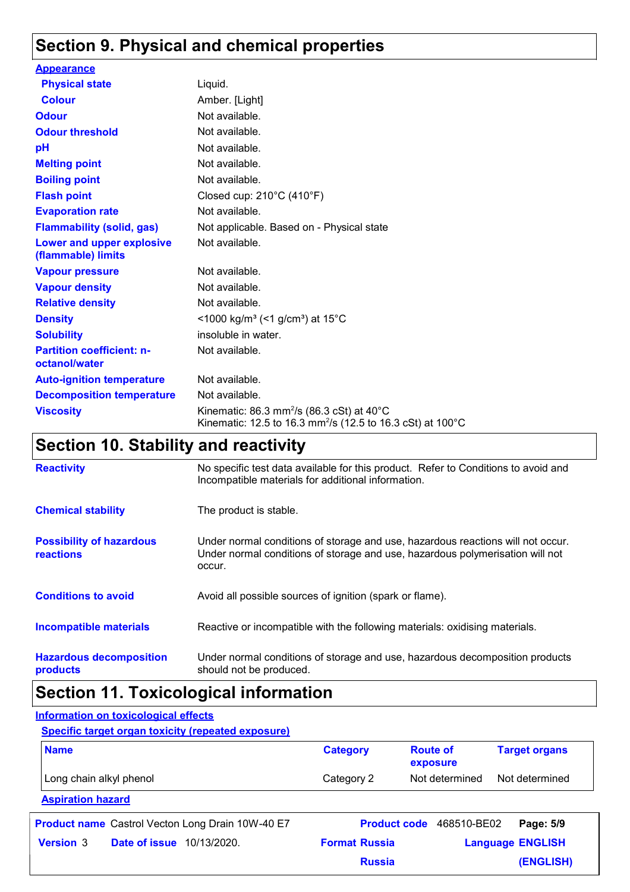## Section 9. Physical and chemical properties

**Appearance**

| | |
|---|---|
| **Physical state** | Liquid. |
| **Colour** | Amber. [Light] |
| **Odour** | Not available. |
| **Odour threshold** | Not available. |
| **pH** | Not available. |
| **Melting point** | Not available. |
| **Boiling point** | Not available. |
| **Flash point** | Closed cup: 210°C (410°F) |
| **Evaporation rate** | Not available. |
| **Flammability (solid, gas)** | Not applicable. Based on - Physical state |
| **Lower and upper explosive (flammable) limits** | Not available. |
| **Vapour pressure** | Not available. |
| **Vapour density** | Not available. |
| **Relative density** | Not available. |
| **Density** | <1000 kg/m³ (<1 g/cm³) at 15°C |
| **Solubility** | insoluble in water. |
| **Partition coefficient: n-octanol/water** | Not available. |
| **Auto-ignition temperature** | Not available. |
| **Decomposition temperature** | Not available. |
| **Viscosity** | Kinematic: 86.3 $mm^2/s$ (86.3 cSt) at 40°C<br>Kinematic: 12.5 to 16.3 $mm^2/s$ (12.5 to 16.3 cSt) at 100°C |

## Section 10. Stability and reactivity

| | |
|---|---|
| **Reactivity** | No specific test data available for this product. Refer to Conditions to avoid and Incompatible materials for additional information. |
| **Chemical stability** | The product is stable. |
| **Possibility of hazardous reactions** | Under normal conditions of storage and use, hazardous reactions will not occur. Under normal conditions of storage and use, hazardous polymerisation will not occur. |
| **Conditions to avoid** | Avoid all possible sources of ignition (spark or flame). |
| **Incompatible materials** | Reactive or incompatible with the following materials: oxidising materials. |
| **Hazardous decomposition products** | Under normal conditions of storage and use, hazardous decomposition products should not be produced. |

## Section 11. Toxicological information

**Information on toxicological effects**

**Specific target organ toxicity (repeated exposure)**

| Name | Category | Route of exposure | Target organs |
|---|---|---|---|
| Long chain alkyl phenol | Category 2 | Not determined | Not determined |

**Aspiration hazard**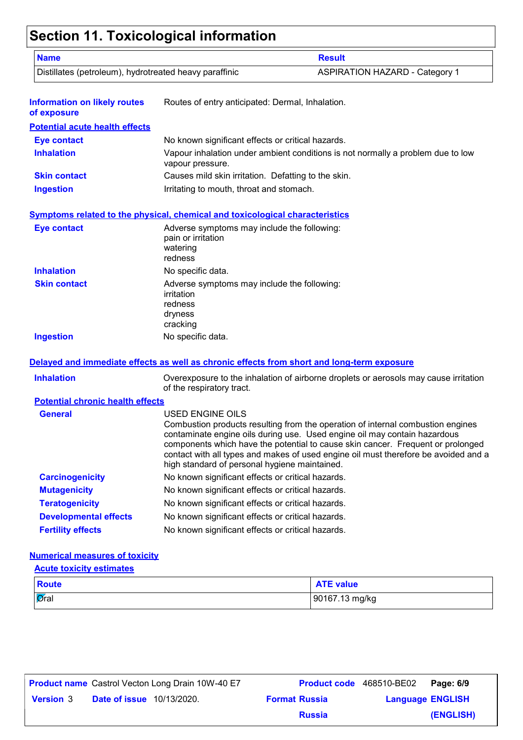# Section 11. Toxicological information

| Name | Result |
| --- | --- |
| Distillates (petroleum), hydrotreated heavy paraffinic | ASPIRATION HAZARD - Category 1 |

**Information on likely routes of exposure**: Routes of entry anticipated: Dermal, Inhalation.

## Potential acute health effects

**Eye contact**: No known significant effects or critical hazards.

**Inhalation**: Vapour inhalation under ambient conditions is not normally a problem due to low vapour pressure.

**Skin contact**: Causes mild skin irritation. Defatting to the skin.

**Ingestion**: Irritating to mouth, throat and stomach.

## Symptoms related to the physical, chemical and toxicological characteristics

**Eye contact**: Adverse symptoms may include the following:
pain or irritation
watering
redness

**Inhalation**: No specific data.

**Skin contact**: Adverse symptoms may include the following:
irritation
redness
dryness
cracking

**Ingestion**: No specific data.

## Delayed and immediate effects as well as chronic effects from short and long-term exposure

**Inhalation**: Overexposure to the inhalation of airborne droplets or aerosols may cause irritation of the respiratory tract.

### Potential chronic health effects

**General**: USED ENGINE OILS
Combustion products resulting from the operation of internal combustion engines contaminate engine oils during use. Used engine oil may contain hazardous components which have the potential to cause skin cancer. Frequent or prolonged contact with all types and makes of used engine oil must therefore be avoided and a high standard of personal hygiene maintained.

**Carcinogenicity**: No known significant effects or critical hazards.

**Mutagenicity**: No known significant effects or critical hazards.

**Teratogenicity**: No known significant effects or critical hazards.

**Developmental effects**: No known significant effects or critical hazards.

**Fertility effects**: No known significant effects or critical hazards.

## Numerical measures of toxicity

### Acute toxicity estimates

| Route | ATE value |
| --- | --- |
| Oral | 90167.13 mg/kg |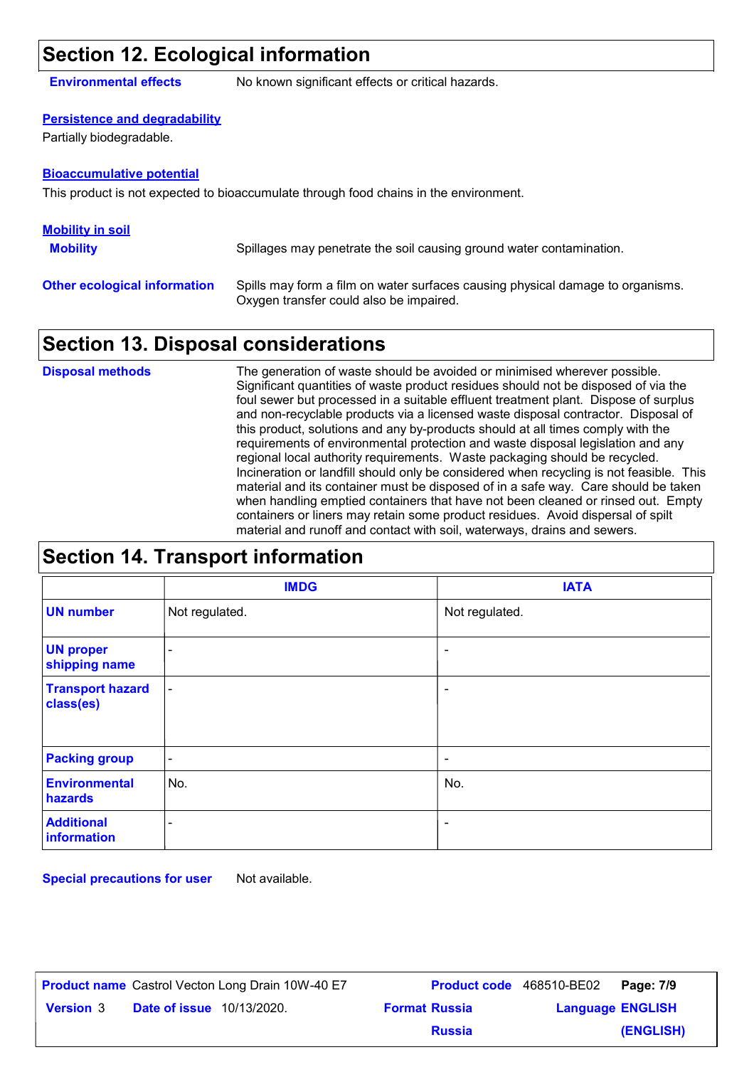## Section 12. Ecological information

**Environmental effects** No known significant effects or critical hazards.

**Persistence and degradability**

Partially biodegradable.

**Bioaccumulative potential**

This product is not expected to bioaccumulate through food chains in the environment.

**Mobility in soil**

**Mobility** Spillages may penetrate the soil causing ground water contamination.

**Other ecological information** Spills may form a film on water surfaces causing physical damage to organisms. Oxygen transfer could also be impaired.

## Section 13. Disposal considerations

**Disposal methods** The generation of waste should be avoided or minimised wherever possible. Significant quantities of waste product residues should not be disposed of via the foul sewer but processed in a suitable effluent treatment plant. Dispose of surplus and non-recyclable products via a licensed waste disposal contractor. Disposal of this product, solutions and any by-products should at all times comply with the requirements of environmental protection and waste disposal legislation and any regional local authority requirements. Waste packaging should be recycled. Incineration or landfill should only be considered when recycling is not feasible. This material and its container must be disposed of in a safe way. Care should be taken when handling emptied containers that have not been cleaned or rinsed out. Empty containers or liners may retain some product residues. Avoid dispersal of spilt material and runoff and contact with soil, waterways, drains and sewers.

## Section 14. Transport information

| | IMDG | IATA |
|---|---|---|
| UN number | Not regulated. | Not regulated. |
| UN proper shipping name | - | - |
| Transport hazard class(es) | - | - |
| Packing group | - | - |
| Environmental hazards | No. | No. |
| Additional information | - | - |

**Special precautions for user** Not available.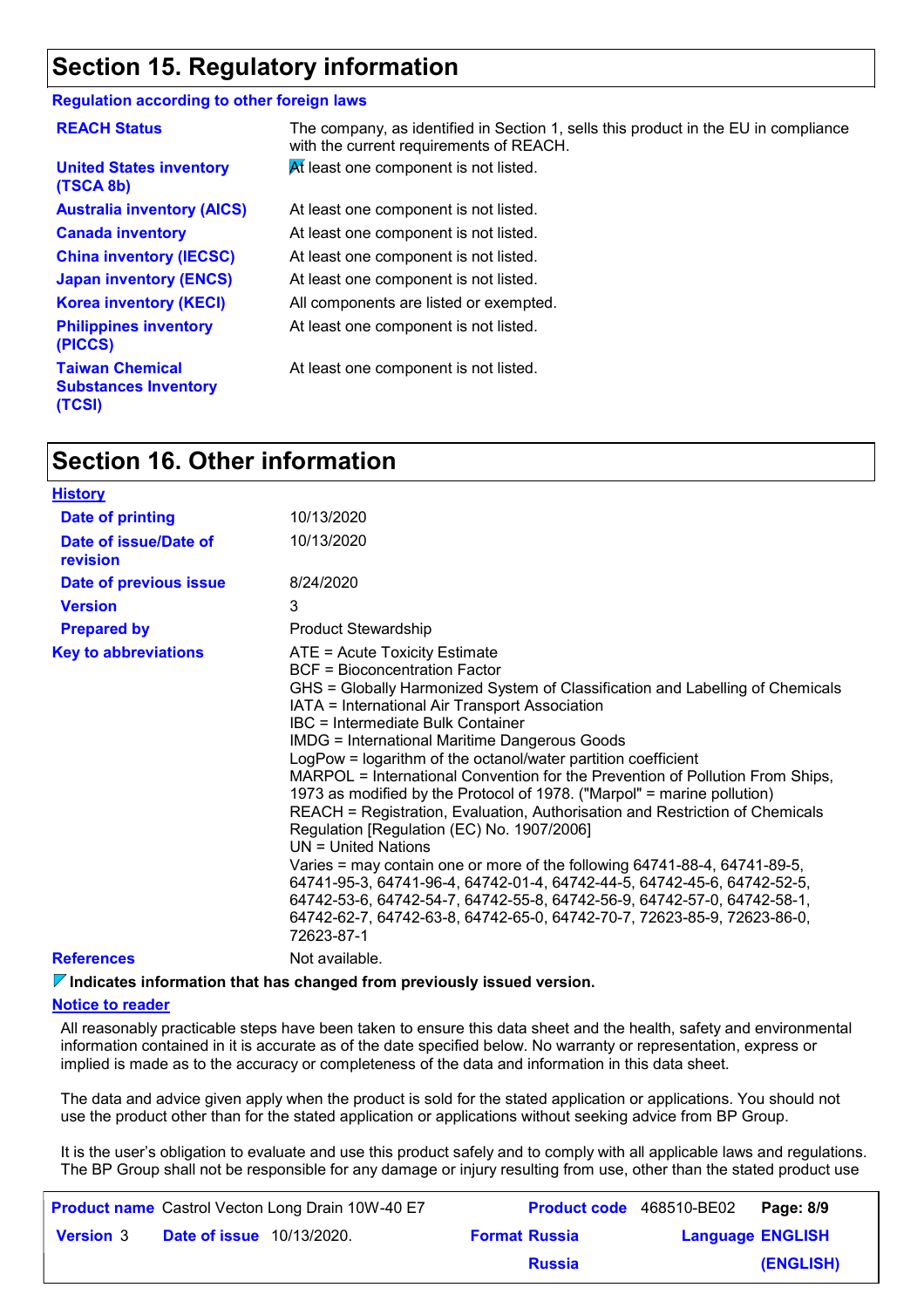## Section 15. Regulatory information

**Regulation according to other foreign laws**

| | |
|---|---|
| **REACH Status** | The company, as identified in Section 1, sells this product in the EU in compliance with the current requirements of REACH. |
| **United States inventory (TSCA 8b)** | At least one component is not listed. |
| **Australia inventory (AICS)** | At least one component is not listed. |
| **Canada inventory** | At least one component is not listed. |
| **China inventory (IECSC)** | At least one component is not listed. |
| **Japan inventory (ENCS)** | At least one component is not listed. |
| **Korea inventory (KECI)** | All components are listed or exempted. |
| **Philippines inventory (PICCS)** | At least one component is not listed. |
| **Taiwan Chemical Substances Inventory (TCSI)** | At least one component is not listed. |

## Section 16. Other information

**History**

| | |
|---|---|
| **Date of printing** | 10/13/2020 |
| **Date of issue/Date of revision** | 10/13/2020 |
| **Date of previous issue** | 8/24/2020 |
| **Version** | 3 |
| **Prepared by** | Product Stewardship |

**Key to abbreviations**

ATE = Acute Toxicity Estimate
BCF = Bioconcentration Factor
GHS = Globally Harmonized System of Classification and Labelling of Chemicals
IATA = International Air Transport Association
IBC = Intermediate Bulk Container
IMDG = International Maritime Dangerous Goods
LogPow = logarithm of the octanol/water partition coefficient
MARPOL = International Convention for the Prevention of Pollution From Ships, 1973 as modified by the Protocol of 1978. ("Marpol" = marine pollution)
REACH = Registration, Evaluation, Authorisation and Restriction of Chemicals Regulation [Regulation (EC) No. 1907/2006]
UN = United Nations
Varies = may contain one or more of the following 64741-88-4, 64741-89-5, 64741-95-3, 64741-96-4, 64742-01-4, 64742-44-5, 64742-45-6, 64742-52-5, 64742-53-6, 64742-54-7, 64742-55-8, 64742-56-9, 64742-57-0, 64742-58-1, 64742-62-7, 64742-63-8, 64742-65-0, 64742-70-7, 72623-85-9, 72623-86-0, 72623-87-1

**References** Not available.

**Indicates information that has changed from previously issued version.**

**Notice to reader**

All reasonably practicable steps have been taken to ensure this data sheet and the health, safety and environmental information contained in it is accurate as of the date specified below. No warranty or representation, express or implied is made as to the accuracy or completeness of the data and information in this data sheet.

The data and advice given apply when the product is sold for the stated application or applications. You should not use the product other than for the stated application or applications without seeking advice from BP Group.

It is the user's obligation to evaluate and use this product safely and to comply with all applicable laws and regulations. The BP Group shall not be responsible for any damage or injury resulting from use, other than the stated product use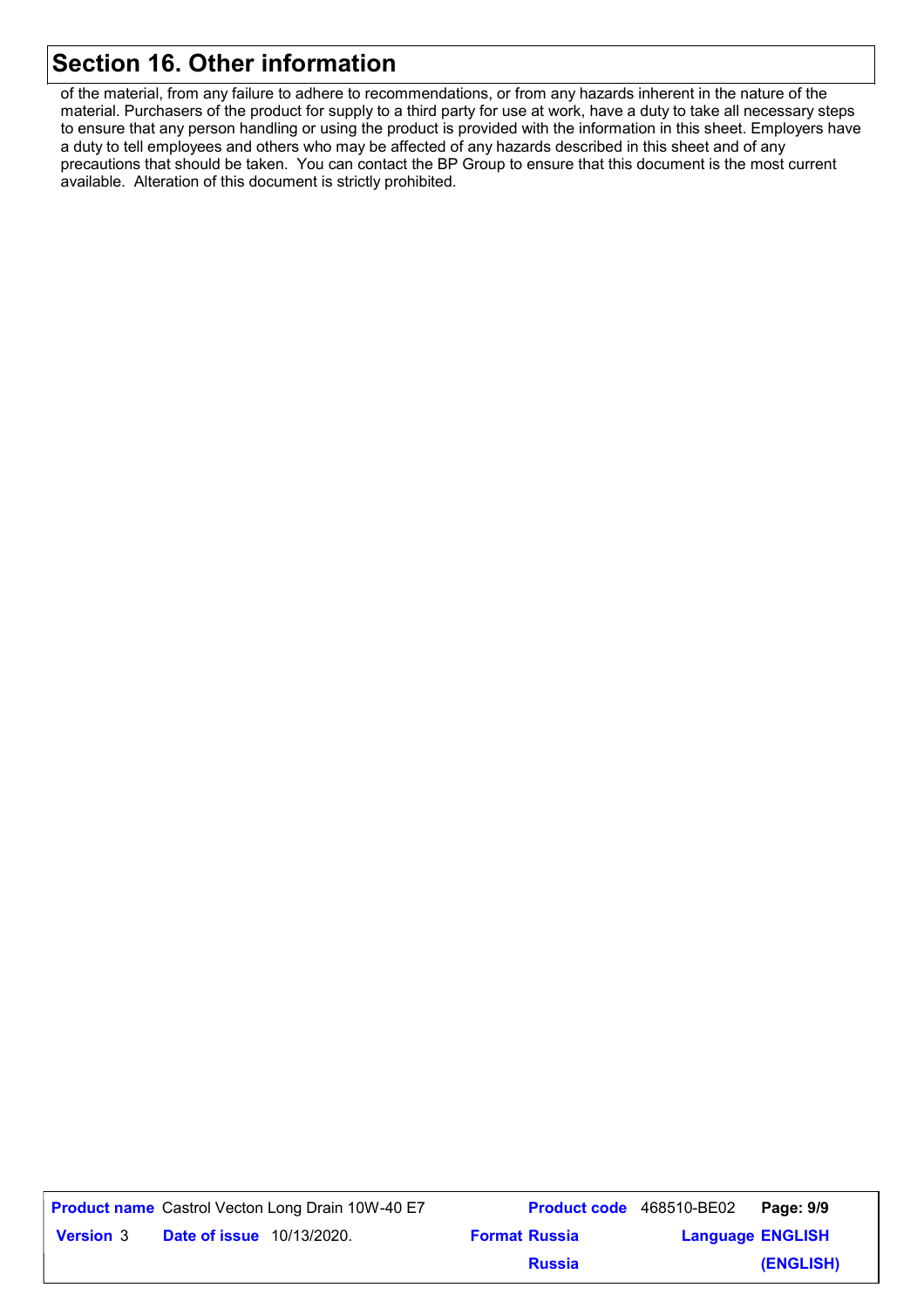## Section 16. Other information

of the material, from any failure to adhere to recommendations, or from any hazards inherent in the nature of the material. Purchasers of the product for supply to a third party for use at work, have a duty to take all necessary steps to ensure that any person handling or using the product is provided with the information in this sheet. Employers have a duty to tell employees and others who may be affected of any hazards described in this sheet and of any precautions that should be taken. You can contact the BP Group to ensure that this document is the most current available. Alteration of this document is strictly prohibited.